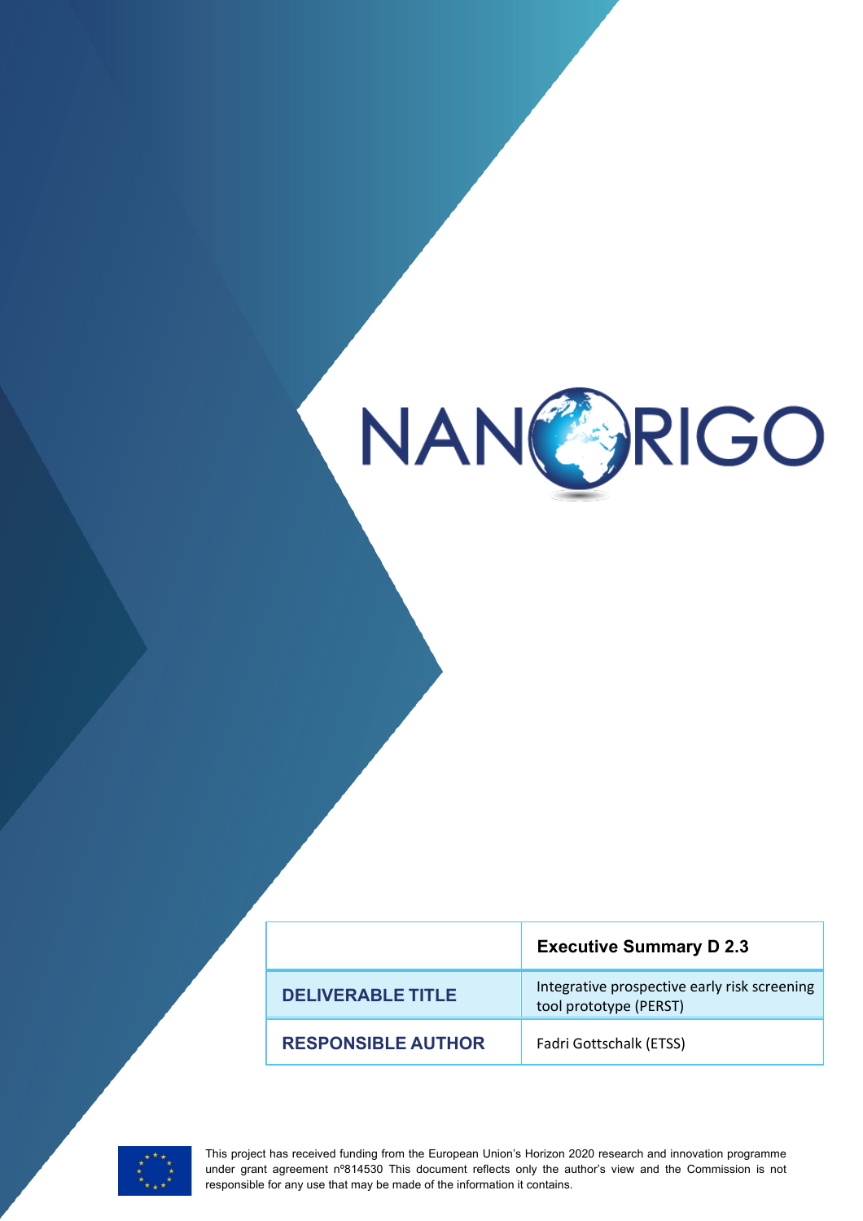NANORIGO

| | Executive Summary D 2.3 |
|---|---|
| **DELIVERABLE TITLE** | Integrative prospective early risk screening tool prototype (PERST) |
| **RESPONSIBLE AUTHOR** | Fadri Gottschalk (ETSS) |

This project has received funding from the European Union's Horizon 2020 research and innovation programme under grant agreement nº814530 This document reflects only the author's view and the Commission is not responsible for any use that may be made of the information it contains.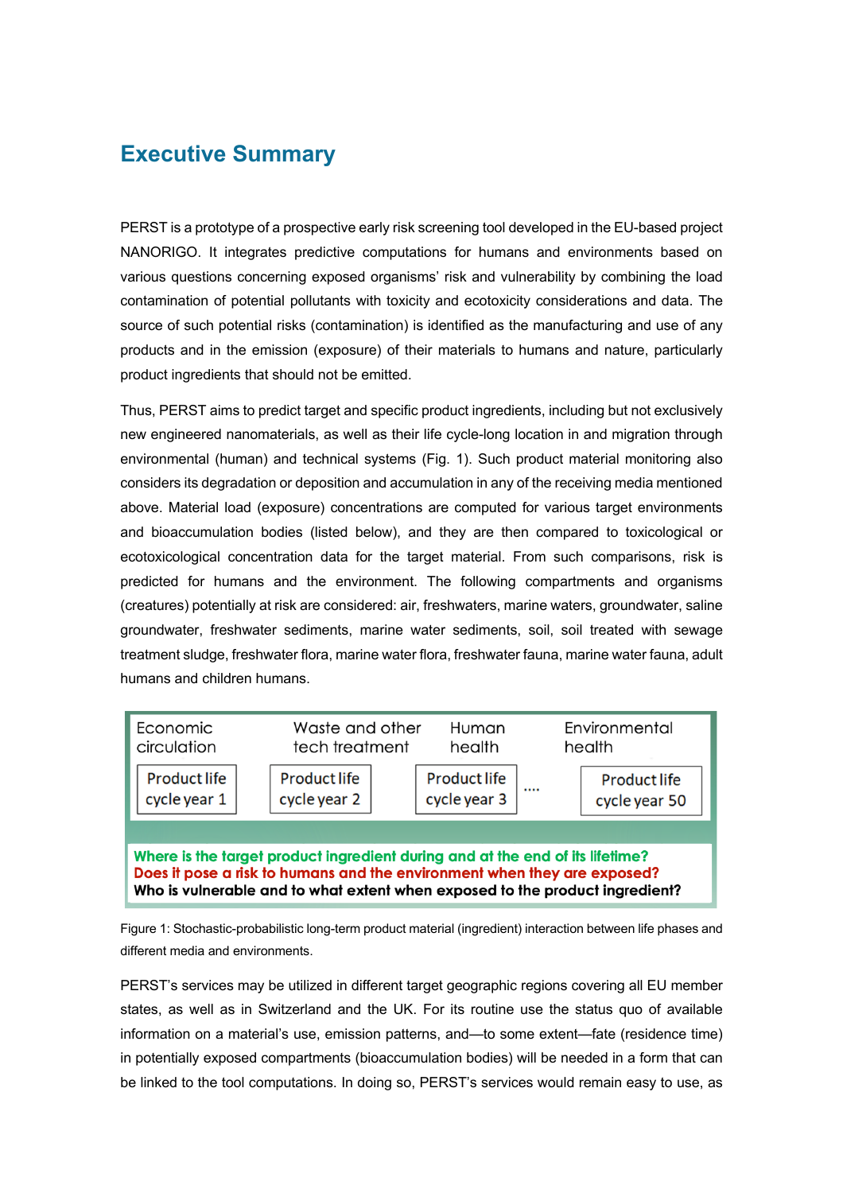# Executive Summary

PERST is a prototype of a prospective early risk screening tool developed in the EU-based project NANORIGO. It integrates predictive computations for humans and environments based on various questions concerning exposed organisms' risk and vulnerability by combining the load contamination of potential pollutants with toxicity and ecotoxicity considerations and data. The source of such potential risks (contamination) is identified as the manufacturing and use of any products and in the emission (exposure) of their materials to humans and nature, particularly product ingredients that should not be emitted.

Thus, PERST aims to predict target and specific product ingredients, including but not exclusively new engineered nanomaterials, as well as their life cycle-long location in and migration through environmental (human) and technical systems (Fig. 1). Such product material monitoring also considers its degradation or deposition and accumulation in any of the receiving media mentioned above. Material load (exposure) concentrations are computed for various target environments and bioaccumulation bodies (listed below), and they are then compared to toxicological or ecotoxicological concentration data for the target material. From such comparisons, risk is predicted for humans and the environment. The following compartments and organisms (creatures) potentially at risk are considered: air, freshwaters, marine waters, groundwater, saline groundwater, freshwater sediments, marine water sediments, soil, soil treated with sewage treatment sludge, freshwater flora, marine water flora, freshwater fauna, marine water fauna, adult humans and children humans.

| Economic circulation | Waste and other tech treatment | Human health | | Environmental health |
|---|---|---|---|---|
| Product life cycle year 1 | Product life cycle year 2 | Product life cycle year 3 | .... | Product life cycle year 50 |

**Where is the target product ingredient during and at the end of its lifetime?**
**Does it pose a risk to humans and the environment when they are exposed?**
**Who is vulnerable and to what extent when exposed to the product ingredient?**

Figure 1: Stochastic-probabilistic long-term product material (ingredient) interaction between life phases and different media and environments.

PERST's services may be utilized in different target geographic regions covering all EU member states, as well as in Switzerland and the UK. For its routine use the status quo of available information on a material's use, emission patterns, and—to some extent—fate (residence time) in potentially exposed compartments (bioaccumulation bodies) will be needed in a form that can be linked to the tool computations. In doing so, PERST's services would remain easy to use, as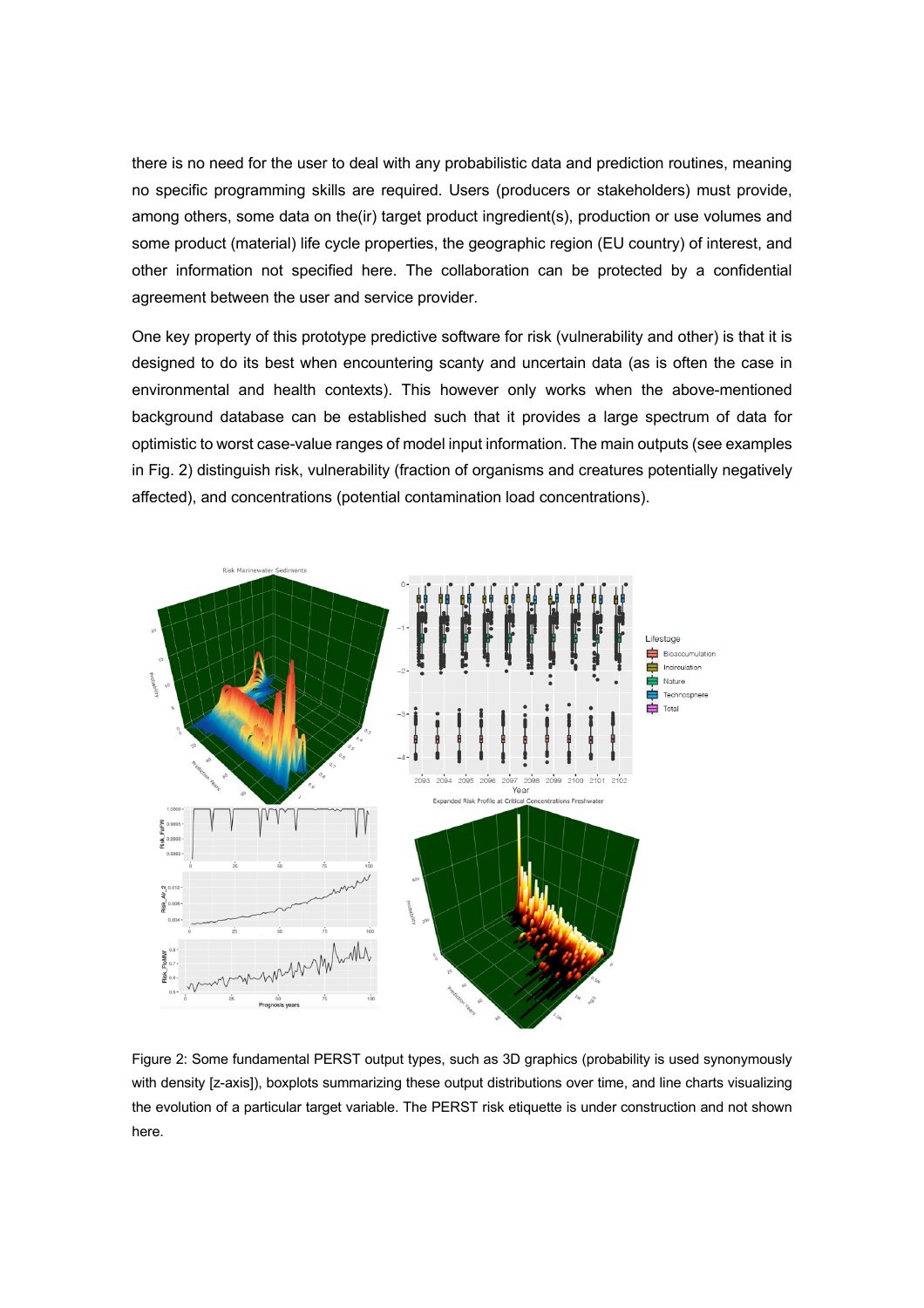there is no need for the user to deal with any probabilistic data and prediction routines, meaning no specific programming skills are required. Users (producers or stakeholders) must provide, among others, some data on the(ir) target product ingredient(s), production or use volumes and some product (material) life cycle properties, the geographic region (EU country) of interest, and other information not specified here. The collaboration can be protected by a confidential agreement between the user and service provider.

One key property of this prototype predictive software for risk (vulnerability and other) is that it is designed to do its best when encountering scanty and uncertain data (as is often the case in environmental and health contexts). This however only works when the above-mentioned background database can be established such that it provides a large spectrum of data for optimistic to worst case-value ranges of model input information. The main outputs (see examples in Fig. 2) distinguish risk, vulnerability (fraction of organisms and creatures potentially negatively affected), and concentrations (potential contamination load concentrations).

Figure 2: Some fundamental PERST output types, such as 3D graphics (probability is used synonymously with density [z-axis]), boxplots summarizing these output distributions over time, and line charts visualizing the evolution of a particular target variable. The PERST risk etiquette is under construction and not shown here.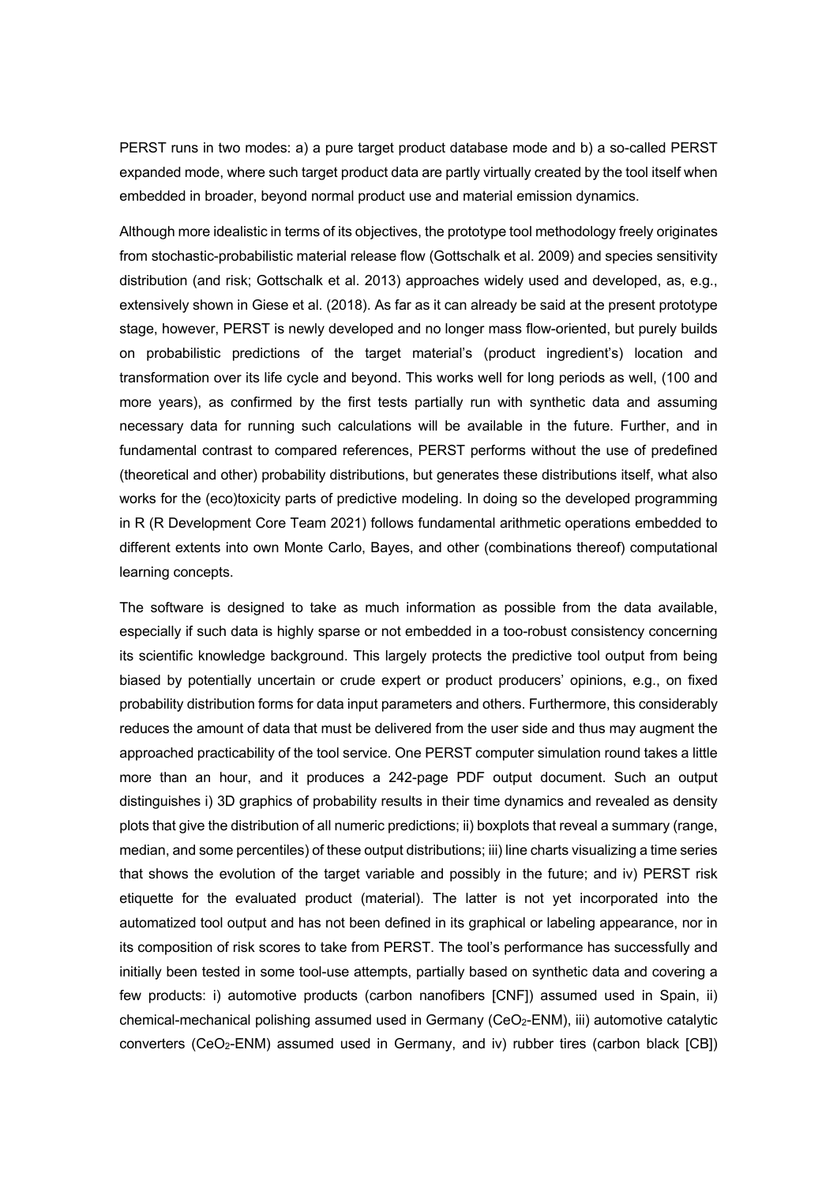PERST runs in two modes: a) a pure target product database mode and b) a so-called PERST expanded mode, where such target product data are partly virtually created by the tool itself when embedded in broader, beyond normal product use and material emission dynamics.

Although more idealistic in terms of its objectives, the prototype tool methodology freely originates from stochastic-probabilistic material release flow (Gottschalk et al. 2009) and species sensitivity distribution (and risk; Gottschalk et al. 2013) approaches widely used and developed, as, e.g., extensively shown in Giese et al. (2018). As far as it can already be said at the present prototype stage, however, PERST is newly developed and no longer mass flow-oriented, but purely builds on probabilistic predictions of the target material's (product ingredient's) location and transformation over its life cycle and beyond. This works well for long periods as well, (100 and more years), as confirmed by the first tests partially run with synthetic data and assuming necessary data for running such calculations will be available in the future. Further, and in fundamental contrast to compared references, PERST performs without the use of predefined (theoretical and other) probability distributions, but generates these distributions itself, what also works for the (eco)toxicity parts of predictive modeling. In doing so the developed programming in R (R Development Core Team 2021) follows fundamental arithmetic operations embedded to different extents into own Monte Carlo, Bayes, and other (combinations thereof) computational learning concepts.

The software is designed to take as much information as possible from the data available, especially if such data is highly sparse or not embedded in a too-robust consistency concerning its scientific knowledge background. This largely protects the predictive tool output from being biased by potentially uncertain or crude expert or product producers' opinions, e.g., on fixed probability distribution forms for data input parameters and others. Furthermore, this considerably reduces the amount of data that must be delivered from the user side and thus may augment the approached practicability of the tool service. One PERST computer simulation round takes a little more than an hour, and it produces a 242-page PDF output document. Such an output distinguishes i) 3D graphics of probability results in their time dynamics and revealed as density plots that give the distribution of all numeric predictions; ii) boxplots that reveal a summary (range, median, and some percentiles) of these output distributions; iii) line charts visualizing a time series that shows the evolution of the target variable and possibly in the future; and iv) PERST risk etiquette for the evaluated product (material). The latter is not yet incorporated into the automatized tool output and has not been defined in its graphical or labeling appearance, nor in its composition of risk scores to take from PERST. The tool's performance has successfully and initially been tested in some tool-use attempts, partially based on synthetic data and covering a few products: i) automotive products (carbon nanofibers [CNF]) assumed used in Spain, ii) chemical-mechanical polishing assumed used in Germany ($CeO_2$-ENM), iii) automotive catalytic converters ($CeO_2$-ENM) assumed used in Germany, and iv) rubber tires (carbon black [CB])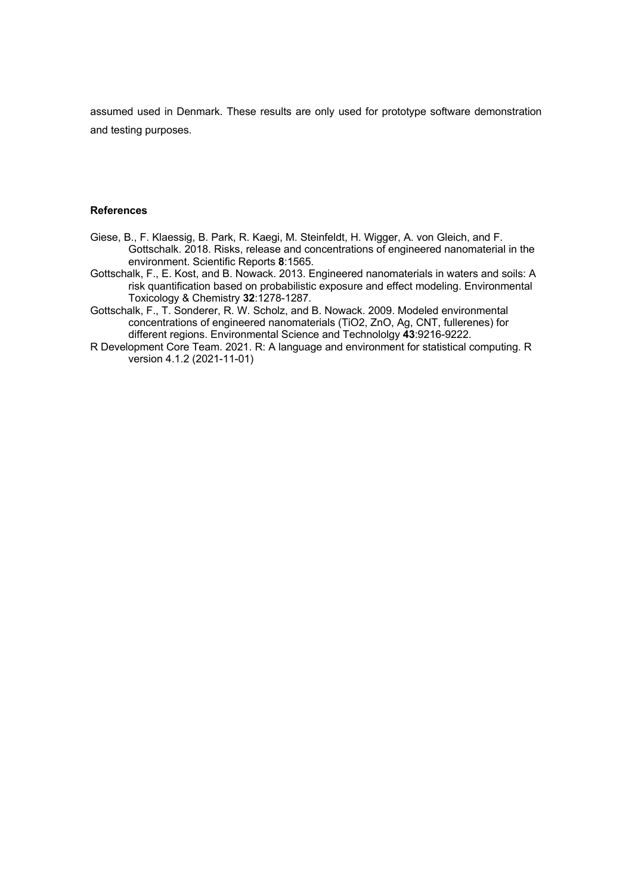assumed used in Denmark. These results are only used for prototype software demonstration and testing purposes.

**References**

Giese, B., F. Klaessig, B. Park, R. Kaegi, M. Steinfeldt, H. Wigger, A. von Gleich, and F. Gottschalk. 2018. Risks, release and concentrations of engineered nanomaterial in the environment. Scientific Reports **8**:1565.

Gottschalk, F., E. Kost, and B. Nowack. 2013. Engineered nanomaterials in waters and soils: A risk quantification based on probabilistic exposure and effect modeling. Environmental Toxicology & Chemistry **32**:1278-1287.

Gottschalk, F., T. Sonderer, R. W. Scholz, and B. Nowack. 2009. Modeled environmental concentrations of engineered nanomaterials ($TiO_2$, ZnO, Ag, CNT, fullerenes) for different regions. Environmental Science and Technololgy **43**:9216-9222.

R Development Core Team. 2021. R: A language and environment for statistical computing. R version 4.1.2 (2021-11-01)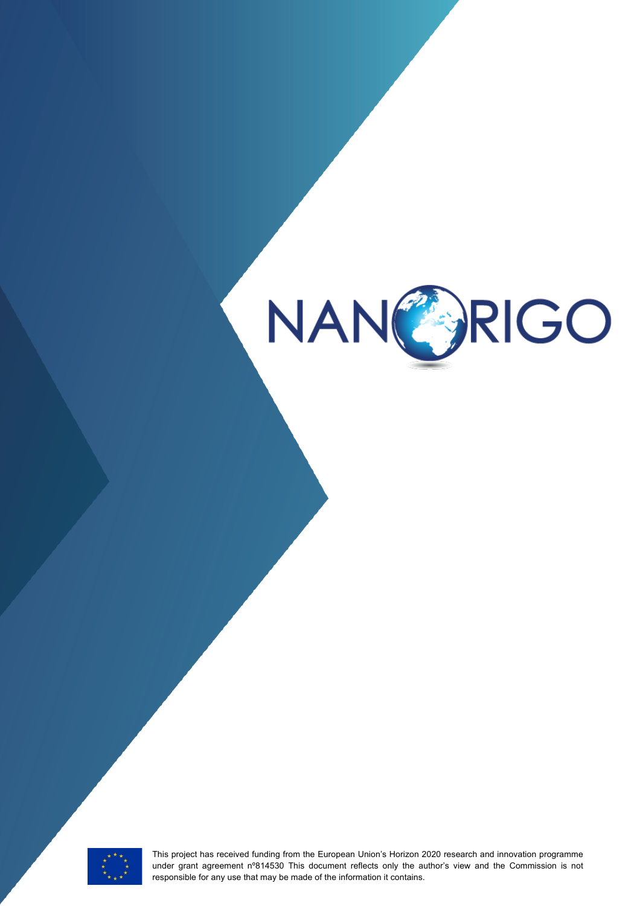NANORIGO

This project has received funding from the European Union's Horizon 2020 research and innovation programme under grant agreement nº814530 This document reflects only the author's view and the Commission is not responsible for any use that may be made of the information it contains.